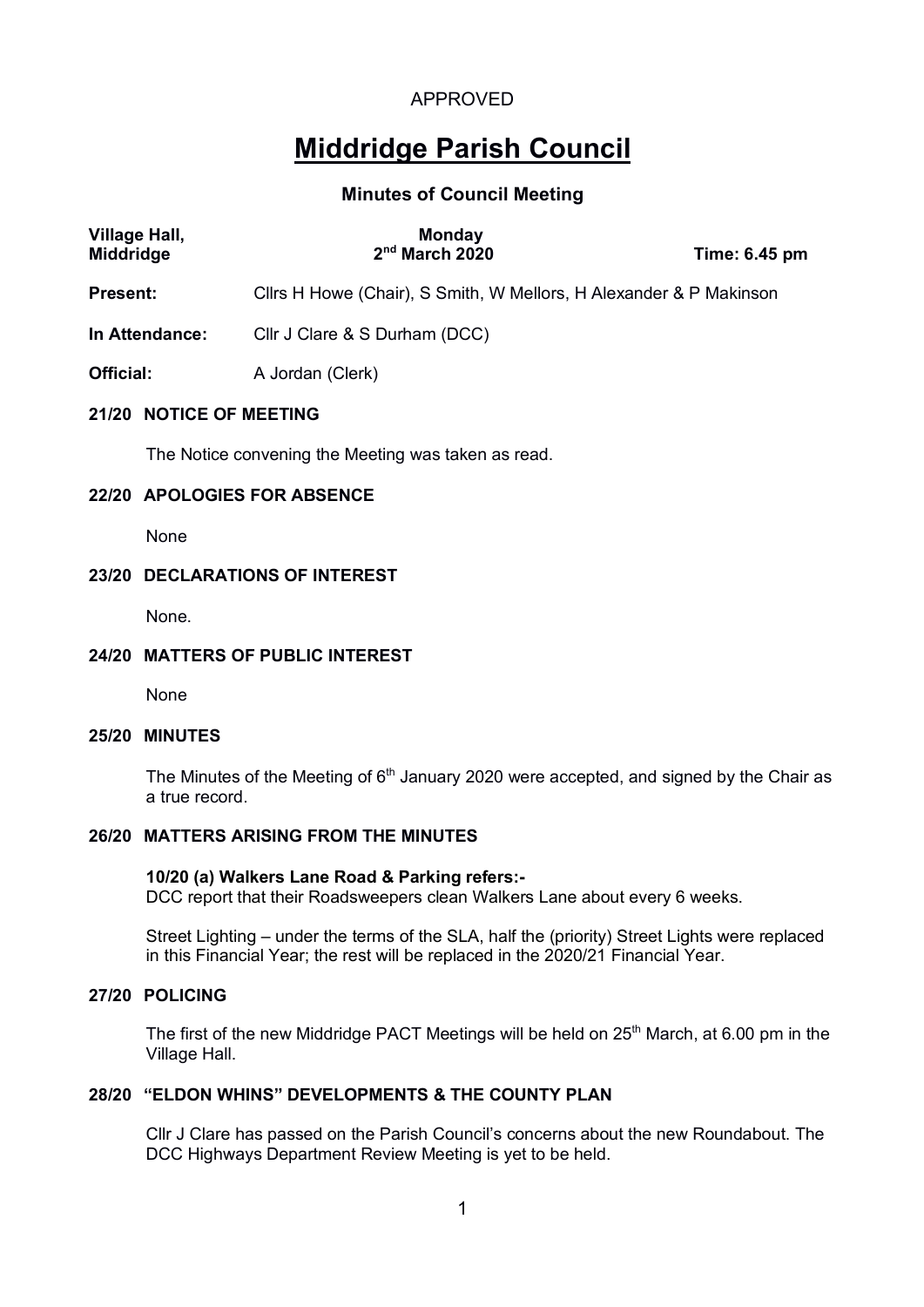APPROVED

# Middridge Parish Council

## Minutes of Council Meeting

| **Village Hall, Middridge** | **Monday 2nd March 2020** | **Time: 6.45 pm** |
|---|---|---|

**Present:** Cllrs H Howe (Chair), S Smith, W Mellors, H Alexander & P Makinson

**In Attendance:** Cllr J Clare & S Durham (DCC)

**Official:** A Jordan (Clerk)

### 21/20 NOTICE OF MEETING

The Notice convening the Meeting was taken as read.

### 22/20 APOLOGIES FOR ABSENCE

None

### 23/20 DECLARATIONS OF INTEREST

None.

### 24/20 MATTERS OF PUBLIC INTEREST

None

### 25/20 MINUTES

The Minutes of the Meeting of 6th January 2020 were accepted, and signed by the Chair as a true record.

### 26/20 MATTERS ARISING FROM THE MINUTES

**10/20 (a) Walkers Lane Road & Parking refers:-**
DCC report that their Roadsweepers clean Walkers Lane about every 6 weeks.

Street Lighting – under the terms of the SLA, half the (priority) Street Lights were replaced in this Financial Year; the rest will be replaced in the 2020/21 Financial Year.

### 27/20 POLICING

The first of the new Middridge PACT Meetings will be held on 25th March, at 6.00 pm in the Village Hall.

### 28/20 "ELDON WHINS" DEVELOPMENTS & THE COUNTY PLAN

Cllr J Clare has passed on the Parish Council's concerns about the new Roundabout. The DCC Highways Department Review Meeting is yet to be held.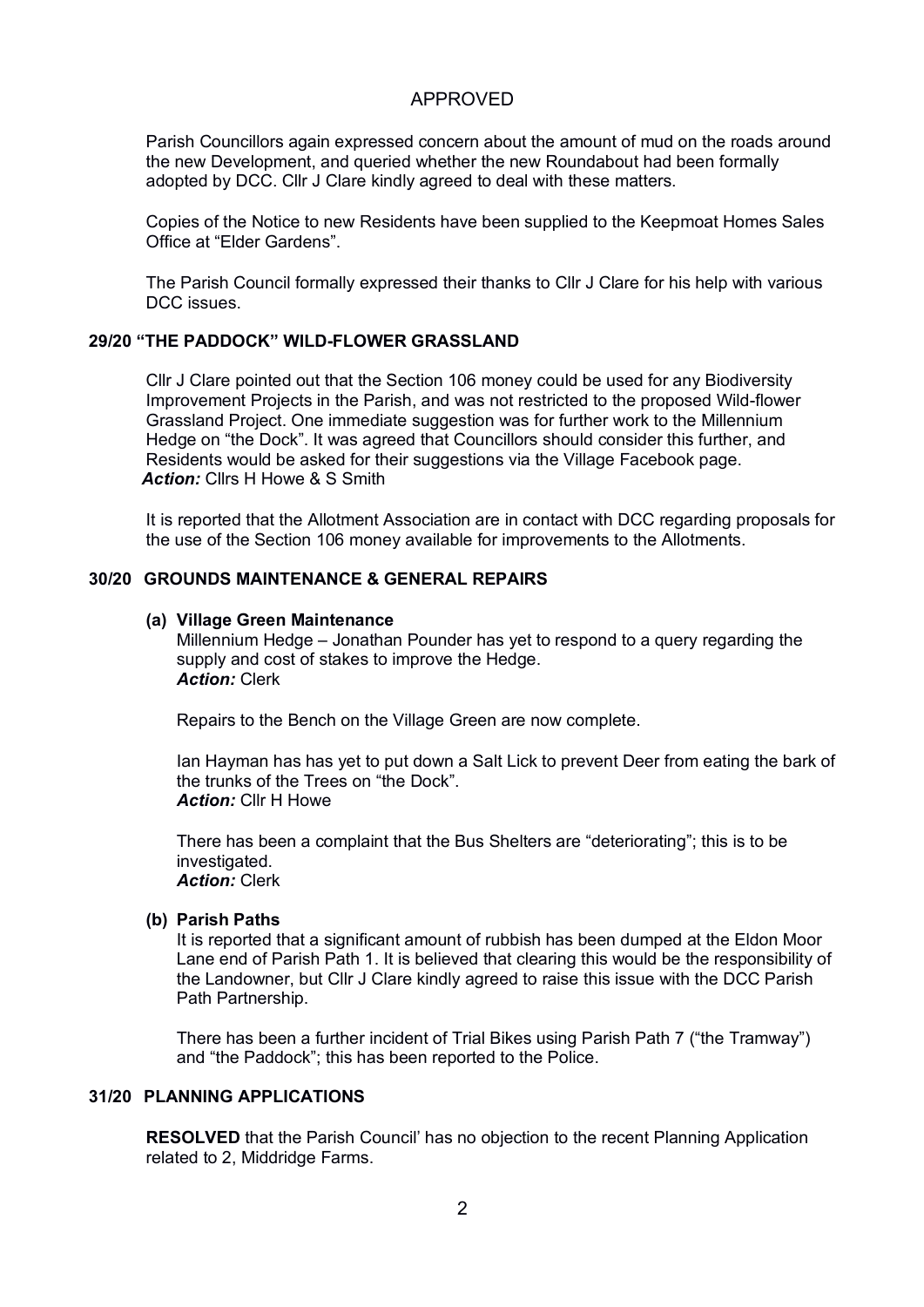APPROVED

Parish Councillors again expressed concern about the amount of mud on the roads around the new Development, and queried whether the new Roundabout had been formally adopted by DCC. Cllr J Clare kindly agreed to deal with these matters.

Copies of the Notice to new Residents have been supplied to the Keepmoat Homes Sales Office at "Elder Gardens".

The Parish Council formally expressed their thanks to Cllr J Clare for his help with various DCC issues.

## 29/20 "THE PADDOCK" WILD-FLOWER GRASSLAND

Cllr J Clare pointed out that the Section 106 money could be used for any Biodiversity Improvement Projects in the Parish, and was not restricted to the proposed Wild-flower Grassland Project. One immediate suggestion was for further work to the Millennium Hedge on "the Dock". It was agreed that Councillors should consider this further, and Residents would be asked for their suggestions via the Village Facebook page.
***Action:*** Cllrs H Howe & S Smith

It is reported that the Allotment Association are in contact with DCC regarding proposals for the use of the Section 106 money available for improvements to the Allotments.

## 30/20 GROUNDS MAINTENANCE & GENERAL REPAIRS

**(a) Village Green Maintenance**

Millennium Hedge – Jonathan Pounder has yet to respond to a query regarding the supply and cost of stakes to improve the Hedge.
***Action:*** Clerk

Repairs to the Bench on the Village Green are now complete.

Ian Hayman has has yet to put down a Salt Lick to prevent Deer from eating the bark of the trunks of the Trees on "the Dock".
***Action:*** Cllr H Howe

There has been a complaint that the Bus Shelters are "deteriorating"; this is to be investigated.
***Action:*** Clerk

**(b) Parish Paths**

It is reported that a significant amount of rubbish has been dumped at the Eldon Moor Lane end of Parish Path 1. It is believed that clearing this would be the responsibility of the Landowner, but Cllr J Clare kindly agreed to raise this issue with the DCC Parish Path Partnership.

There has been a further incident of Trial Bikes using Parish Path 7 ("the Tramway") and "the Paddock"; this has been reported to the Police.

## 31/20 PLANNING APPLICATIONS

**RESOLVED** that the Parish Council' has no objection to the recent Planning Application related to 2, Middridge Farms.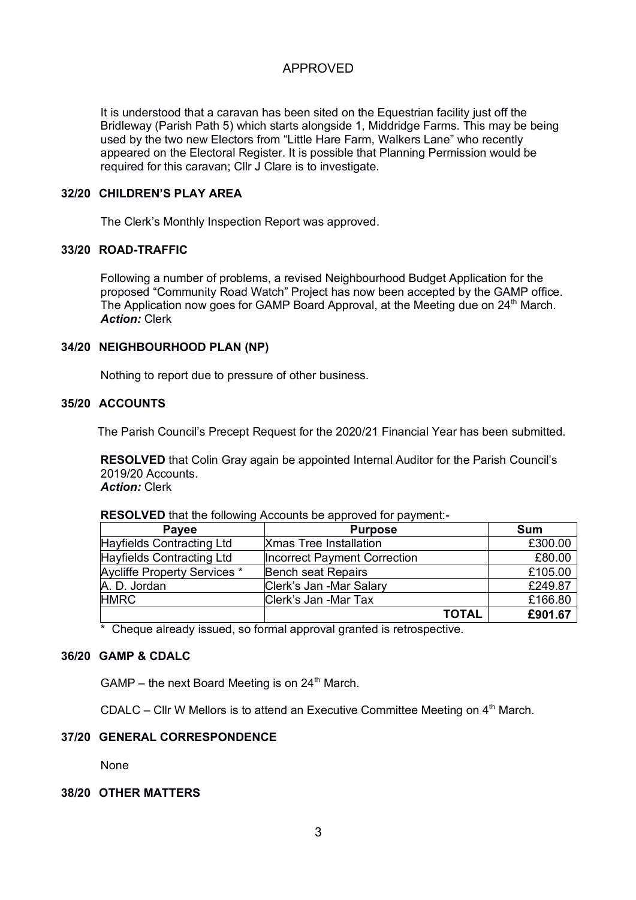APPROVED

It is understood that a caravan has been sited on the Equestrian facility just off the Bridleway (Parish Path 5) which starts alongside 1, Middridge Farms. This may be being used by the two new Electors from "Little Hare Farm, Walkers Lane" who recently appeared on the Electoral Register. It is possible that Planning Permission would be required for this caravan; Cllr J Clare is to investigate.

### 32/20 CHILDREN'S PLAY AREA

The Clerk's Monthly Inspection Report was approved.

### 33/20 ROAD-TRAFFIC

Following a number of problems, a revised Neighbourhood Budget Application for the proposed "Community Road Watch" Project has now been accepted by the GAMP office. The Application now goes for GAMP Board Approval, at the Meeting due on 24th March.
***Action:*** Clerk

### 34/20 NEIGHBOURHOOD PLAN (NP)

Nothing to report due to pressure of other business.

### 35/20 ACCOUNTS

The Parish Council's Precept Request for the 2020/21 Financial Year has been submitted.

**RESOLVED** that Colin Gray again be appointed Internal Auditor for the Parish Council's 2019/20 Accounts.
***Action:*** Clerk

**RESOLVED** that the following Accounts be approved for payment:-

| Payee | Purpose | Sum |
|---|---|---|
| Hayfields Contracting Ltd | Xmas Tree Installation | £300.00 |
| Hayfields Contracting Ltd | Incorrect Payment Correction | £80.00 |
| Aycliffe Property Services * | Bench seat Repairs | £105.00 |
| A. D. Jordan | Clerk's Jan -Mar Salary | £249.87 |
| HMRC | Clerk's Jan -Mar Tax | £166.80 |
| | **TOTAL** | **£901.67** |

* Cheque already issued, so formal approval granted is retrospective.

### 36/20 GAMP & CDALC

GAMP – the next Board Meeting is on 24th March.

CDALC – Cllr W Mellors is to attend an Executive Committee Meeting on 4th March.

### 37/20 GENERAL CORRESPONDENCE

None

### 38/20 OTHER MATTERS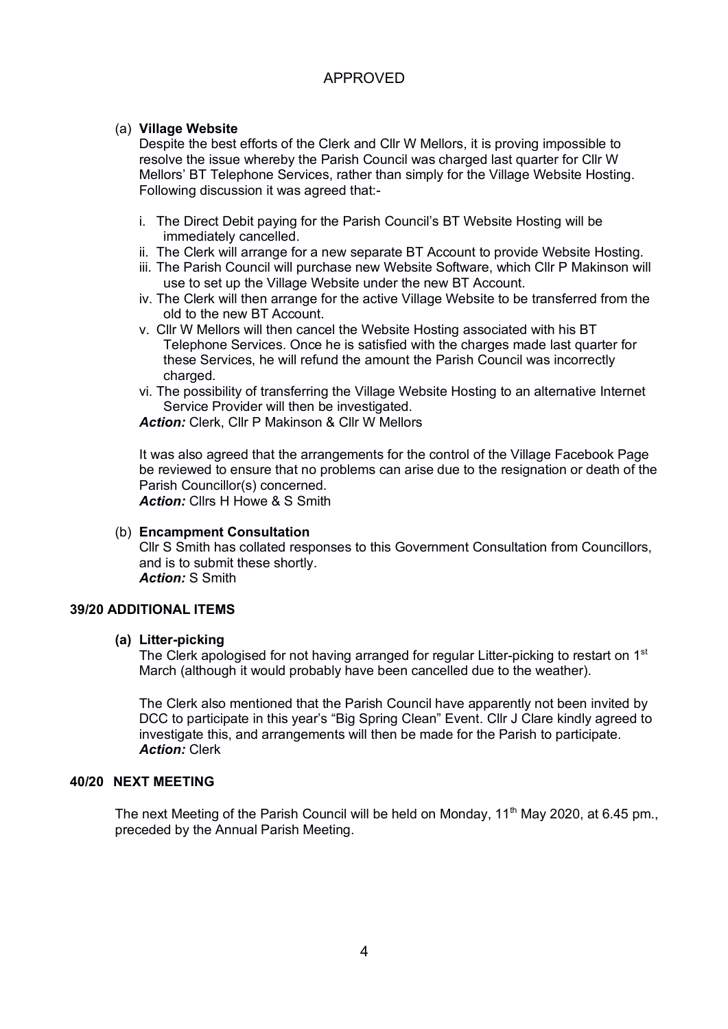APPROVED

(a) **Village Website**

Despite the best efforts of the Clerk and Cllr W Mellors, it is proving impossible to resolve the issue whereby the Parish Council was charged last quarter for Cllr W Mellors' BT Telephone Services, rather than simply for the Village Website Hosting. Following discussion it was agreed that:-

i. The Direct Debit paying for the Parish Council's BT Website Hosting will be immediately cancelled.
ii. The Clerk will arrange for a new separate BT Account to provide Website Hosting.
iii. The Parish Council will purchase new Website Software, which Cllr P Makinson will use to set up the Village Website under the new BT Account.
iv. The Clerk will then arrange for the active Village Website to be transferred from the old to the new BT Account.
v. Cllr W Mellors will then cancel the Website Hosting associated with his BT Telephone Services. Once he is satisfied with the charges made last quarter for these Services, he will refund the amount the Parish Council was incorrectly charged.
vi. The possibility of transferring the Village Website Hosting to an alternative Internet Service Provider will then be investigated.

***Action:*** Clerk, Cllr P Makinson & Cllr W Mellors

It was also agreed that the arrangements for the control of the Village Facebook Page be reviewed to ensure that no problems can arise due to the resignation or death of the Parish Councillor(s) concerned.

***Action:*** Cllrs H Howe & S Smith

(b) **Encampment Consultation**

Cllr S Smith has collated responses to this Government Consultation from Councillors, and is to submit these shortly.

***Action:*** S Smith

**39/20 ADDITIONAL ITEMS**

**(a) Litter-picking**

The Clerk apologised for not having arranged for regular Litter-picking to restart on 1st March (although it would probably have been cancelled due to the weather).

The Clerk also mentioned that the Parish Council have apparently not been invited by DCC to participate in this year's "Big Spring Clean" Event. Cllr J Clare kindly agreed to investigate this, and arrangements will then be made for the Parish to participate.

***Action:*** Clerk

**40/20 NEXT MEETING**

The next Meeting of the Parish Council will be held on Monday, 11th May 2020, at 6.45 pm., preceded by the Annual Parish Meeting.